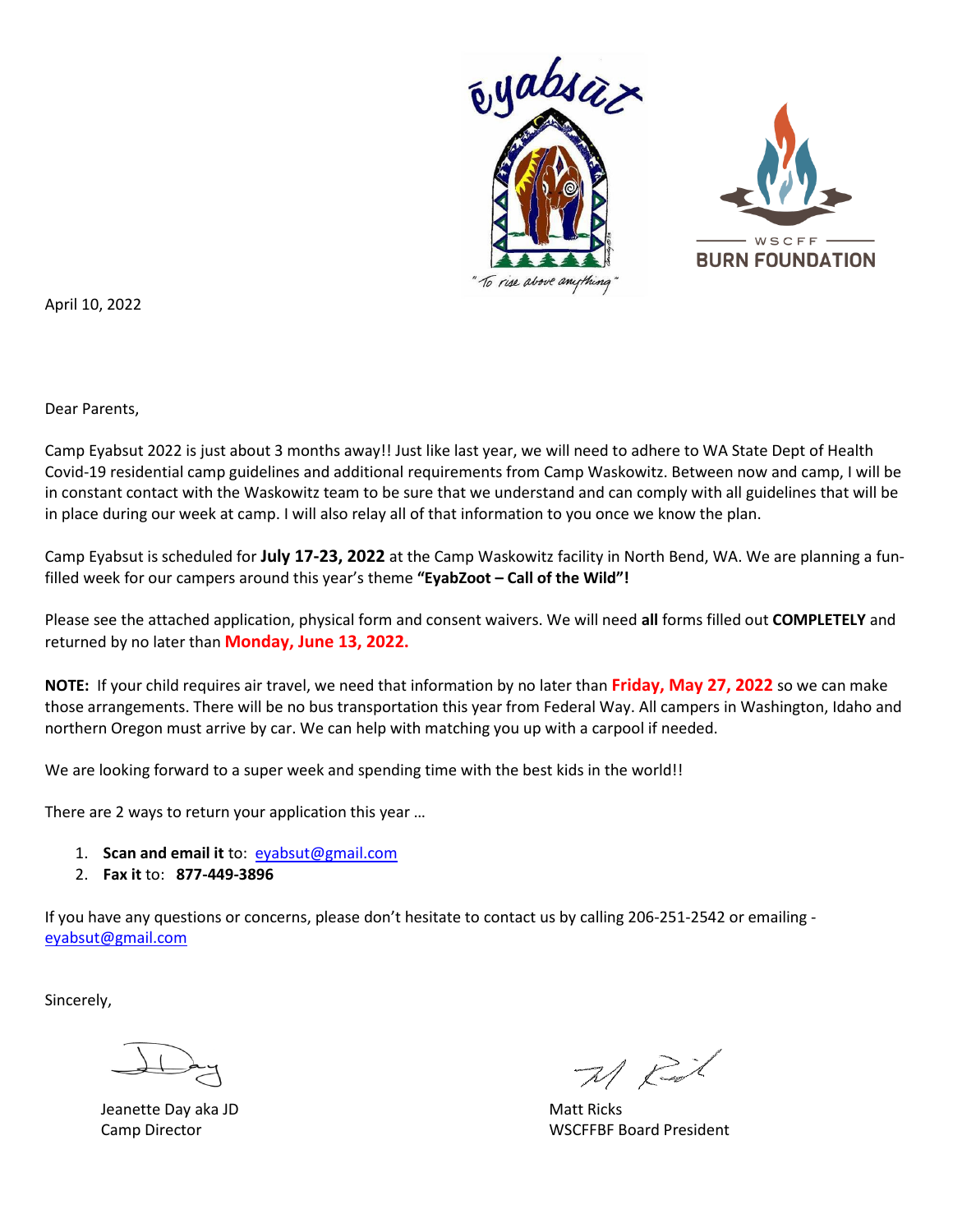April 10, 2022

Dear Parents,

Camp Eyabsut 2022 is just about 3 months away!! Just like last year, we will need to adhere to WA State Dept of Health Covid-19 residential camp guidelines and additional requirements from Camp Waskowitz. Between now and camp, I will be in constant contact with the Waskowitz team to be sure that we understand and can comply with all guidelines that will be in place during our week at camp. I will also relay all of that information to you once we know the plan.

Camp Eyabsut is scheduled for **July 17-23, 2022** at the Camp Waskowitz facility in North Bend, WA. We are planning a fun-filled week for our campers around this year's theme **"EyabZoot – Call of the Wild"!**

Please see the attached application, physical form and consent waivers. We will need **all** forms filled out **COMPLETELY** and returned by no later than **Monday, June 13, 2022.**

**NOTE:** If your child requires air travel, we need that information by no later than **Friday, May 27, 2022** so we can make those arrangements. There will be no bus transportation this year from Federal Way. All campers in Washington, Idaho and northern Oregon must arrive by car. We can help with matching you up with a carpool if needed.

We are looking forward to a super week and spending time with the best kids in the world!!

There are 2 ways to return your application this year …

1. **Scan and email it** to: eyabsut@gmail.com
2. **Fax it** to: **877-449-3896**

If you have any questions or concerns, please don't hesitate to contact us by calling 206-251-2542 or emailing - eyabsut@gmail.com

Sincerely,

Jeanette Day aka JD
Camp Director

Matt Ricks
WSCFFBF Board President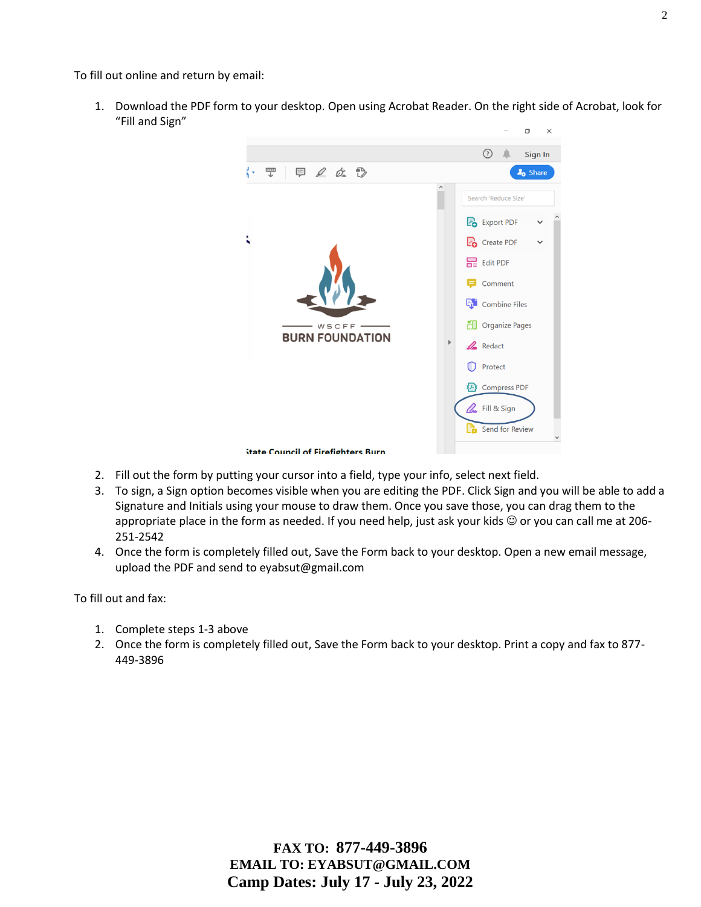To fill out online and return by email:

1. Download the PDF form to your desktop. Open using Acrobat Reader. On the right side of Acrobat, look for "Fill and Sign"
2. Fill out the form by putting your cursor into a field, type your info, select next field.
3. To sign, a Sign option becomes visible when you are editing the PDF. Click Sign and you will be able to add a Signature and Initials using your mouse to draw them. Once you save those, you can drag them to the appropriate place in the form as needed. If you need help, just ask your kids ☺ or you can call me at 206-251-2542
4. Once the form is completely filled out, Save the Form back to your desktop. Open a new email message, upload the PDF and send to eyabsut@gmail.com

To fill out and fax:

1. Complete steps 1-3 above
2. Once the form is completely filled out, Save the Form back to your desktop. Print a copy and fax to 877-449-3896

**FAX TO: 877-449-3896**
**EMAIL TO: EYABSUT@GMAIL.COM**
**Camp Dates: July 17 - July 23, 2022**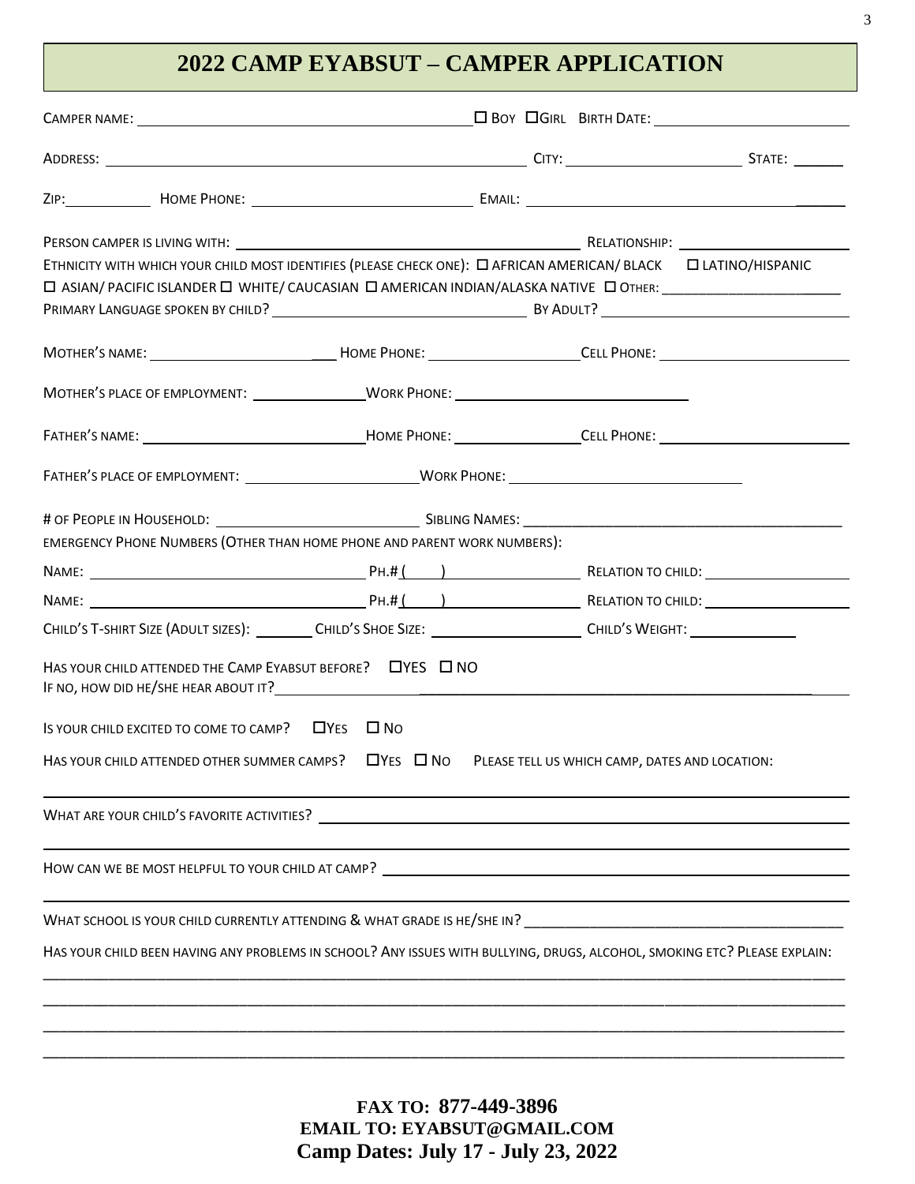# 2022 CAMP EYABSUT – CAMPER APPLICATION

CAMPER NAME: ______________________________ ☐ BOY ☐ GIRL BIRTH DATE: ____________________

ADDRESS: ______________________________________ CITY: __________________ STATE: ______

ZIP: __________ HOME PHONE: ______________________ EMAIL: ______________________________

PERSON CAMPER IS LIVING WITH: ______________________________ RELATIONSHIP: __________________

ETHNICITY WITH WHICH YOUR CHILD MOST IDENTIFIES (PLEASE CHECK ONE): ☐ AFRICAN AMERICAN/ BLACK ☐ LATINO/HISPANIC
☐ ASIAN/ PACIFIC ISLANDER ☐ WHITE/ CAUCASIAN ☐ AMERICAN INDIAN/ALASKA NATIVE ☐ OTHER: ____________________

PRIMARY LANGUAGE SPOKEN BY CHILD? __________________________ BY ADULT? __________________________

MOTHER'S NAME: ____________________ HOME PHONE: __________________ CELL PHONE: ____________________

MOTHER'S PLACE OF EMPLOYMENT: ______________ WORK PHONE: __________________________

FATHER'S NAME: ________________________ HOME PHONE: ______________ CELL PHONE: ____________________

FATHER'S PLACE OF EMPLOYMENT: ____________________ WORK PHONE: __________________________

# OF PEOPLE IN HOUSEHOLD: ______________________ SIBLING NAMES: ____________________________________

EMERGENCY PHONE NUMBERS (OTHER THAN HOME PHONE AND PARENT WORK NUMBERS):

NAME: ______________________________ PH.# (    ) ______________ RELATION TO CHILD: ________________

NAME: ______________________________ PH.# (    ) ______________ RELATION TO CHILD: ________________

CHILD'S T-SHIRT SIZE (ADULT SIZES): _______ CHILD'S SHOE SIZE: ________________ CHILD'S WEIGHT: ____________

HAS YOUR CHILD ATTENDED THE CAMP EYABSUT BEFORE? ☐ YES ☐ NO
IF NO, HOW DID HE/SHE HEAR ABOUT IT? ______________________________________________

IS YOUR CHILD EXCITED TO COME TO CAMP? ☐ YES ☐ NO

HAS YOUR CHILD ATTENDED OTHER SUMMER CAMPS? ☐ YES ☐ NO PLEASE TELL US WHICH CAMP, DATES AND LOCATION:

______________________________________________________________________________

WHAT ARE YOUR CHILD'S FAVORITE ACTIVITIES? ______________________________________________

______________________________________________________________________________

HOW CAN WE BE MOST HELPFUL TO YOUR CHILD AT CAMP? ______________________________________

______________________________________________________________________________

WHAT SCHOOL IS YOUR CHILD CURRENTLY ATTENDING & WHAT GRADE IS HE/SHE IN? ____________________________

HAS YOUR CHILD BEEN HAVING ANY PROBLEMS IN SCHOOL? ANY ISSUES WITH BULLYING, DRUGS, ALCOHOL, SMOKING ETC? PLEASE EXPLAIN:

______________________________________________________________________________

______________________________________________________________________________

______________________________________________________________________________

______________________________________________________________________________

**FAX TO: 877-449-3896**
**EMAIL TO: EYABSUT@GMAIL.COM**
**Camp Dates: July 17 - July 23, 2022**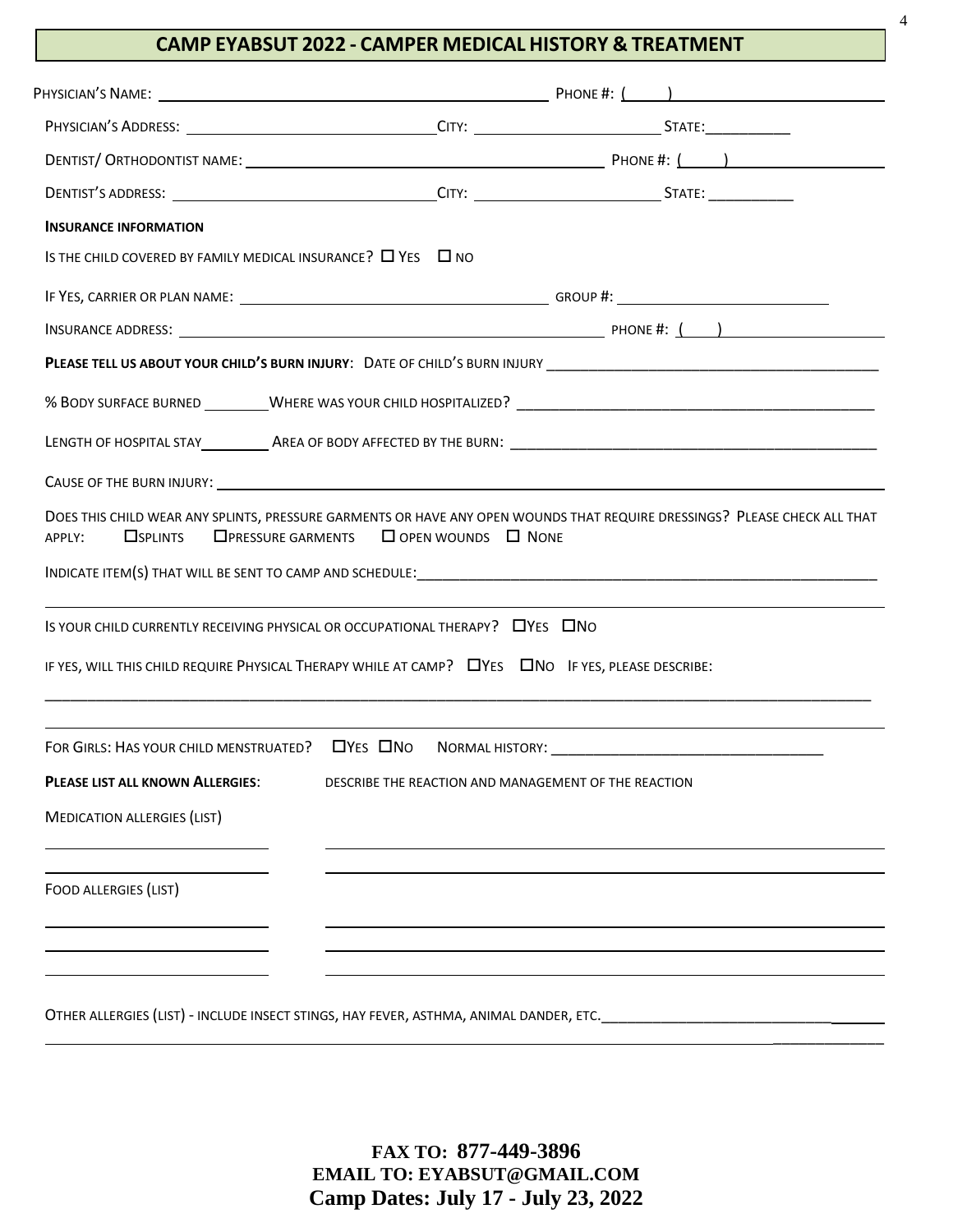## CAMP EYABSUT 2022 - CAMPER MEDICAL HISTORY & TREATMENT

PHYSICIAN'S NAME: ______________________________ PHONE #: (____) ______________

PHYSICIAN'S ADDRESS: ______________________ CITY: ________________ STATE: ________

DENTIST/ ORTHODONTIST NAME: ______________________________ PHONE #: (____) ______________

DENTIST'S ADDRESS: ______________________ CITY: ________________ STATE: ________

**INSURANCE INFORMATION**

IS THE CHILD COVERED BY FAMILY MEDICAL INSURANCE? ☐ YES ☐ NO

IF YES, CARRIER OR PLAN NAME: ______________________________ GROUP #: ____________________

INSURANCE ADDRESS: ________________________________________ PHONE #: (____) ______________

**PLEASE TELL US ABOUT YOUR CHILD'S BURN INJURY**: DATE OF CHILD'S BURN INJURY ______________________________

% BODY SURFACE BURNED ________ WHERE WAS YOUR CHILD HOSPITALIZED? ______________________________

LENGTH OF HOSPITAL STAY ________ AREA OF BODY AFFECTED BY THE BURN: ______________________________

CAUSE OF THE BURN INJURY: ____________________________________________________________

DOES THIS CHILD WEAR ANY SPLINTS, PRESSURE GARMENTS OR HAVE ANY OPEN WOUNDS THAT REQUIRE DRESSINGS? PLEASE CHECK ALL THAT APPLY: ☐ SPLINTS ☐ PRESSURE GARMENTS ☐ OPEN WOUNDS ☐ NONE

INDICATE ITEM(S) THAT WILL BE SENT TO CAMP AND SCHEDULE: ______________________________________________

____________________________________________________________________________________

IS YOUR CHILD CURRENTLY RECEIVING PHYSICAL OR OCCUPATIONAL THERAPY? ☐ YES ☐ NO

IF YES, WILL THIS CHILD REQUIRE PHYSICAL THERAPY WHILE AT CAMP? ☐ YES ☐ NO IF YES, PLEASE DESCRIBE:

____________________________________________________________________________________

____________________________________________________________________________________

FOR GIRLS: HAS YOUR CHILD MENSTRUATED? ☐ YES ☐ NO NORMAL HISTORY: ______________________________

**PLEASE LIST ALL KNOWN ALLERGIES**: DESCRIBE THE REACTION AND MANAGEMENT OF THE REACTION

MEDICATION ALLERGIES (LIST)

____________________ ____________________________________________________

____________________ ____________________________________________________

FOOD ALLERGIES (LIST)

____________________ ____________________________________________________

____________________ ____________________________________________________

____________________ ____________________________________________________

OTHER ALLERGIES (LIST) - INCLUDE INSECT STINGS, HAY FEVER, ASTHMA, ANIMAL DANDER, ETC. ______________________________

____________________________________________________________________________________

**FAX TO: 877-449-3896**
**EMAIL TO: EYABSUT@GMAIL.COM**
**Camp Dates: July 17 - July 23, 2022**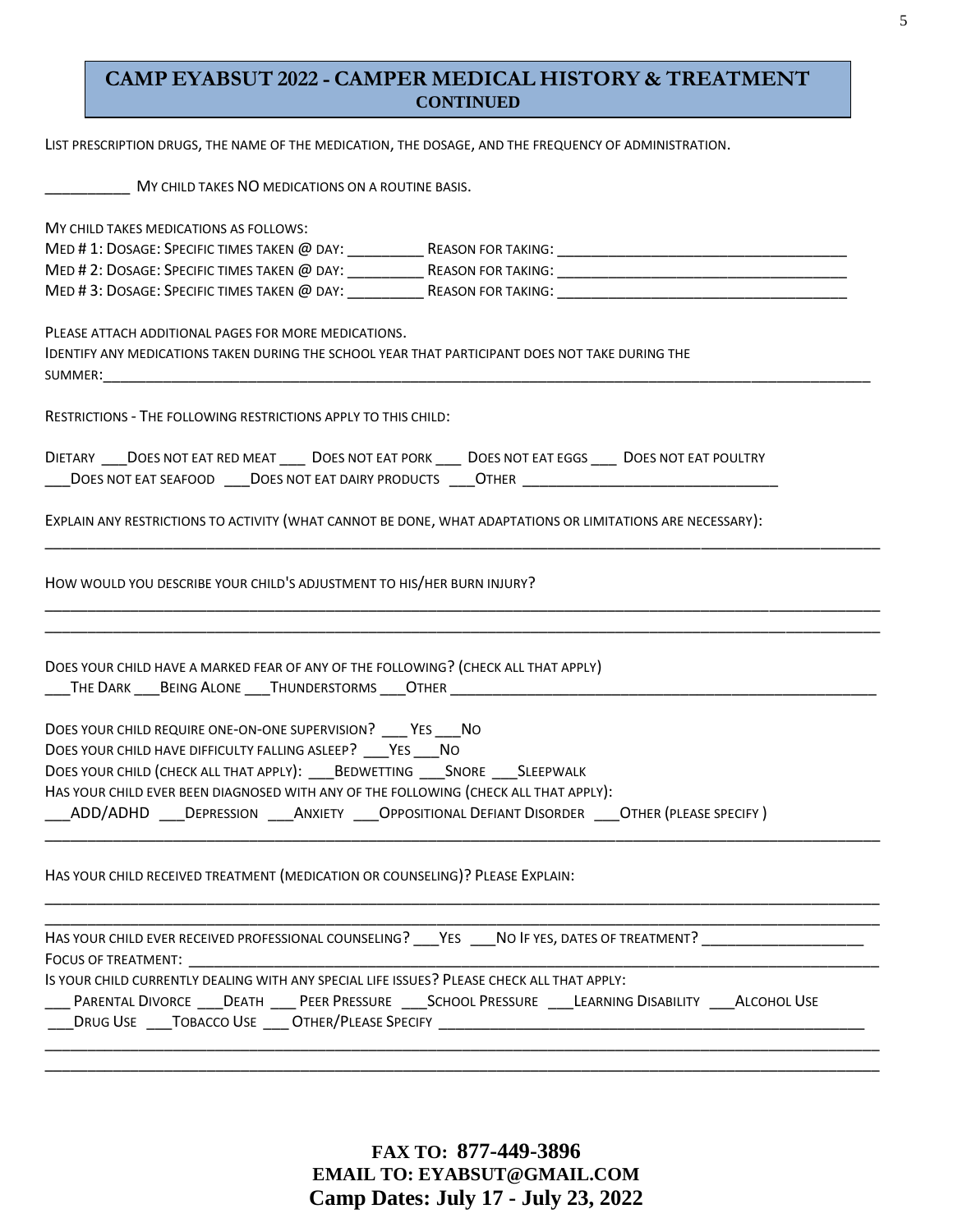# CAMP EYABSUT 2022 - CAMPER MEDICAL HISTORY & TREATMENT CONTINUED

LIST PRESCRIPTION DRUGS, THE NAME OF THE MEDICATION, THE DOSAGE, AND THE FREQUENCY OF ADMINISTRATION.

__________ MY CHILD TAKES NO MEDICATIONS ON A ROUTINE BASIS.

MY CHILD TAKES MEDICATIONS AS FOLLOWS:
MED # 1: DOSAGE: SPECIFIC TIMES TAKEN @ DAY: _________ REASON FOR TAKING: ___________________________________
MED # 2: DOSAGE: SPECIFIC TIMES TAKEN @ DAY: _________ REASON FOR TAKING: ___________________________________
MED # 3: DOSAGE: SPECIFIC TIMES TAKEN @ DAY: _________ REASON FOR TAKING: ___________________________________

PLEASE ATTACH ADDITIONAL PAGES FOR MORE MEDICATIONS.
IDENTIFY ANY MEDICATIONS TAKEN DURING THE SCHOOL YEAR THAT PARTICIPANT DOES NOT TAKE DURING THE SUMMER:_______________________________________________________________________________________

RESTRICTIONS - THE FOLLOWING RESTRICTIONS APPLY TO THIS CHILD:

DIETARY ___DOES NOT EAT RED MEAT ___ DOES NOT EAT PORK ___ DOES NOT EAT EGGS ___ DOES NOT EAT POULTRY
___DOES NOT EAT SEAFOOD ___DOES NOT EAT DAIRY PRODUCTS ___OTHER _______________________________

EXPLAIN ANY RESTRICTIONS TO ACTIVITY (WHAT CANNOT BE DONE, WHAT ADAPTATIONS OR LIMITATIONS ARE NECESSARY):
_____________________________________________________________________________________________

HOW WOULD YOU DESCRIBE YOUR CHILD'S ADJUSTMENT TO HIS/HER BURN INJURY?
_____________________________________________________________________________________________
_____________________________________________________________________________________________

DOES YOUR CHILD HAVE A MARKED FEAR OF ANY OF THE FOLLOWING? (CHECK ALL THAT APPLY)
___THE DARK ___BEING ALONE ___THUNDERSTORMS ___OTHER ____________________________________________________

DOES YOUR CHILD REQUIRE ONE-ON-ONE SUPERVISION? ___ YES ___NO
DOES YOUR CHILD HAVE DIFFICULTY FALLING ASLEEP? ___YES ___NO
DOES YOUR CHILD (CHECK ALL THAT APPLY): ___BEDWETTING ___SNORE ___SLEEPWALK
HAS YOUR CHILD EVER BEEN DIAGNOSED WITH ANY OF THE FOLLOWING (CHECK ALL THAT APPLY):
___ADD/ADHD ___DEPRESSION ___ANXIETY ___OPPOSITIONAL DEFIANT DISORDER ___OTHER (PLEASE SPECIFY )
_____________________________________________________________________________________________

HAS YOUR CHILD RECEIVED TREATMENT (MEDICATION OR COUNSELING)? PLEASE EXPLAIN:
_____________________________________________________________________________________________
_____________________________________________________________________________________________

HAS YOUR CHILD EVER RECEIVED PROFESSIONAL COUNSELING? ___YES ___NO IF YES, DATES OF TREATMENT? ___________________
FOCUS OF TREATMENT: ___________________________________________________________________________
IS YOUR CHILD CURRENTLY DEALING WITH ANY SPECIAL LIFE ISSUES? PLEASE CHECK ALL THAT APPLY:
___ PARENTAL DIVORCE ___DEATH ___ PEER PRESSURE ___SCHOOL PRESSURE ___LEARNING DISABILITY ___ALCOHOL USE
___DRUG USE ___TOBACCO USE ___ OTHER/PLEASE SPECIFY ____________________________________________________
_____________________________________________________________________________________________
_____________________________________________________________________________________________

**FAX TO: 877-449-3896**
**EMAIL TO: EYABSUT@GMAIL.COM**
**Camp Dates: July 17 - July 23, 2022**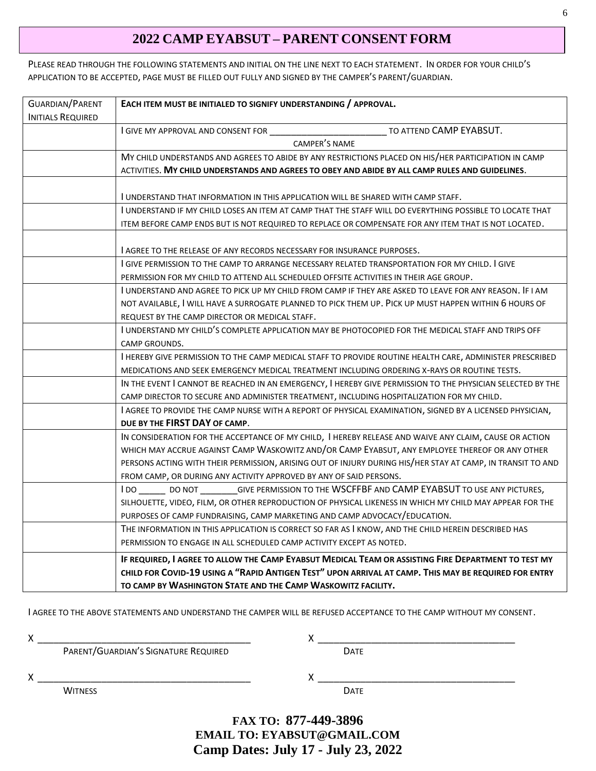# 2022 CAMP EYABSUT – PARENT CONSENT FORM

PLEASE READ THROUGH THE FOLLOWING STATEMENTS AND INITIAL ON THE LINE NEXT TO EACH STATEMENT. IN ORDER FOR YOUR CHILD'S APPLICATION TO BE ACCEPTED, PAGE MUST BE FILLED OUT FULLY AND SIGNED BY THE CAMPER'S PARENT/GUARDIAN.

| GUARDIAN/PARENT INITIALS REQUIRED | **EACH ITEM MUST BE INITIALED TO SIGNIFY UNDERSTANDING / APPROVAL.** |
|---|---|
| | I GIVE MY APPROVAL AND CONSENT FOR _______________________ TO ATTEND CAMP EYABSUT. CAMPER'S NAME |
| | MY CHILD UNDERSTANDS AND AGREES TO ABIDE BY ANY RESTRICTIONS PLACED ON HIS/HER PARTICIPATION IN CAMP ACTIVITIES. **MY CHILD UNDERSTANDS AND AGREES TO OBEY AND ABIDE BY ALL CAMP RULES AND GUIDELINES**. |
| | I UNDERSTAND THAT INFORMATION IN THIS APPLICATION WILL BE SHARED WITH CAMP STAFF. |
| | I UNDERSTAND IF MY CHILD LOSES AN ITEM AT CAMP THAT THE STAFF WILL DO EVERYTHING POSSIBLE TO LOCATE THAT ITEM BEFORE CAMP ENDS BUT IS NOT REQUIRED TO REPLACE OR COMPENSATE FOR ANY ITEM THAT IS NOT LOCATED. |
| | I AGREE TO THE RELEASE OF ANY RECORDS NECESSARY FOR INSURANCE PURPOSES. |
| | I GIVE PERMISSION TO THE CAMP TO ARRANGE NECESSARY RELATED TRANSPORTATION FOR MY CHILD. I GIVE PERMISSION FOR MY CHILD TO ATTEND ALL SCHEDULED OFFSITE ACTIVITIES IN THEIR AGE GROUP. |
| | I UNDERSTAND AND AGREE TO PICK UP MY CHILD FROM CAMP IF THEY ARE ASKED TO LEAVE FOR ANY REASON. IF I AM NOT AVAILABLE, I WILL HAVE A SURROGATE PLANNED TO PICK THEM UP. PICK UP MUST HAPPEN WITHIN 6 HOURS OF REQUEST BY THE CAMP DIRECTOR OR MEDICAL STAFF. |
| | I UNDERSTAND MY CHILD'S COMPLETE APPLICATION MAY BE PHOTOCOPIED FOR THE MEDICAL STAFF AND TRIPS OFF CAMP GROUNDS. |
| | I HEREBY GIVE PERMISSION TO THE CAMP MEDICAL STAFF TO PROVIDE ROUTINE HEALTH CARE, ADMINISTER PRESCRIBED MEDICATIONS AND SEEK EMERGENCY MEDICAL TREATMENT INCLUDING ORDERING X-RAYS OR ROUTINE TESTS. |
| | IN THE EVENT I CANNOT BE REACHED IN AN EMERGENCY, I HEREBY GIVE PERMISSION TO THE PHYSICIAN SELECTED BY THE CAMP DIRECTOR TO SECURE AND ADMINISTER TREATMENT, INCLUDING HOSPITALIZATION FOR MY CHILD. |
| | I AGREE TO PROVIDE THE CAMP NURSE WITH A REPORT OF PHYSICAL EXAMINATION, SIGNED BY A LICENSED PHYSICIAN, **DUE BY THE FIRST DAY OF CAMP**. |
| | IN CONSIDERATION FOR THE ACCEPTANCE OF MY CHILD, I HEREBY RELEASE AND WAIVE ANY CLAIM, CAUSE OR ACTION WHICH MAY ACCRUE AGAINST CAMP WASKOWITZ AND/OR CAMP EYABSUT, ANY EMPLOYEE THEREOF OR ANY OTHER PERSONS ACTING WITH THEIR PERMISSION, ARISING OUT OF INJURY DURING HIS/HER STAY AT CAMP, IN TRANSIT TO AND FROM CAMP, OR DURING ANY ACTIVITY APPROVED BY ANY OF SAID PERSONS. |
| | I DO _____ DO NOT _______GIVE PERMISSION TO THE WSCFFBF AND CAMP EYABSUT TO USE ANY PICTURES, SILHOUETTE, VIDEO, FILM, OR OTHER REPRODUCTION OF PHYSICAL LIKENESS IN WHICH MY CHILD MAY APPEAR FOR THE PURPOSES OF CAMP FUNDRAISING, CAMP MARKETING AND CAMP ADVOCACY/EDUCATION. |
| | THE INFORMATION IN THIS APPLICATION IS CORRECT SO FAR AS I KNOW, AND THE CHILD HEREIN DESCRIBED HAS PERMISSION TO ENGAGE IN ALL SCHEDULED CAMP ACTIVITY EXCEPT AS NOTED. |
| | **IF REQUIRED, I AGREE TO ALLOW THE CAMP EYABSUT MEDICAL TEAM OR ASSISTING FIRE DEPARTMENT TO TEST MY CHILD FOR COVID-19 USING A "RAPID ANTIGEN TEST" UPON ARRIVAL AT CAMP. THIS MAY BE REQUIRED FOR ENTRY TO CAMP BY WASHINGTON STATE AND THE CAMP WASKOWITZ FACILITY.** |

I AGREE TO THE ABOVE STATEMENTS AND UNDERSTAND THE CAMPER WILL BE REFUSED ACCEPTANCE TO THE CAMP WITHOUT MY CONSENT.

X _____________________________________ X _____________________________________
PARENT/GUARDIAN'S SIGNATURE REQUIRED DATE

X _____________________________________ X _____________________________________
WITNESS DATE

**FAX TO: 877-449-3896**
**EMAIL TO: EYABSUT@GMAIL.COM**
**Camp Dates: July 17 - July 23, 2022**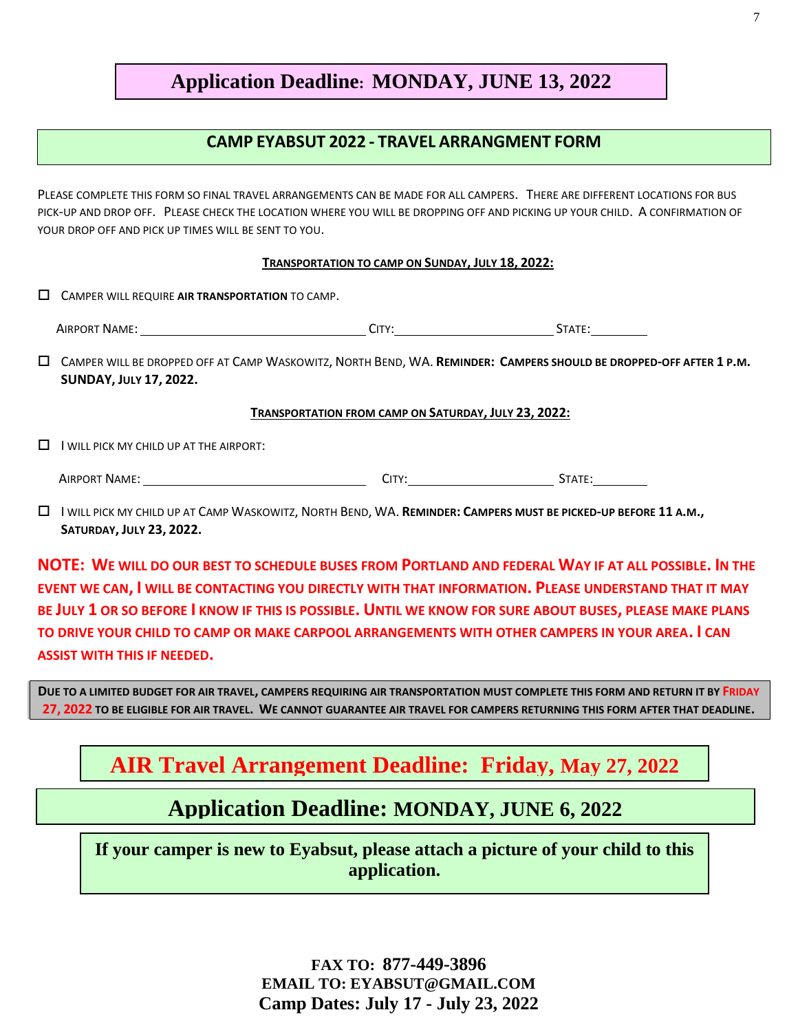## Application Deadline: MONDAY, JUNE 13, 2022

## CAMP EYABSUT 2022 - TRAVEL ARRANGMENT FORM

PLEASE COMPLETE THIS FORM SO FINAL TRAVEL ARRANGEMENTS CAN BE MADE FOR ALL CAMPERS. THERE ARE DIFFERENT LOCATIONS FOR BUS PICK-UP AND DROP OFF. PLEASE CHECK THE LOCATION WHERE YOU WILL BE DROPPING OFF AND PICKING UP YOUR CHILD. A CONFIRMATION OF YOUR DROP OFF AND PICK UP TIMES WILL BE SENT TO YOU.

**TRANSPORTATION TO CAMP ON SUNDAY, JULY 18, 2022:**

☐ CAMPER WILL REQUIRE **AIR TRANSPORTATION** TO CAMP.

AIRPORT NAME: ______________________ CITY: ________________ STATE: ______

☐ CAMPER WILL BE DROPPED OFF AT CAMP WASKOWITZ, NORTH BEND, WA. **REMINDER: CAMPERS SHOULD BE DROPPED-OFF AFTER 1 P.M. SUNDAY, JULY 17, 2022.**

**TRANSPORTATION FROM CAMP ON SATURDAY, JULY 23, 2022:**

☐ I WILL PICK MY CHILD UP AT THE AIRPORT:

AIRPORT NAME: ______________________ CITY: ________________ STATE: ______

☐ I WILL PICK MY CHILD UP AT CAMP WASKOWITZ, NORTH BEND, WA. **REMINDER: CAMPERS MUST BE PICKED-UP BEFORE 11 A.M., SATURDAY, JULY 23, 2022.**

**NOTE: WE WILL DO OUR BEST TO SCHEDULE BUSES FROM PORTLAND AND FEDERAL WAY IF AT ALL POSSIBLE. IN THE EVENT WE CAN, I WILL BE CONTACTING YOU DIRECTLY WITH THAT INFORMATION. PLEASE UNDERSTAND THAT IT MAY BE JULY 1 OR SO BEFORE I KNOW IF THIS IS POSSIBLE. UNTIL WE KNOW FOR SURE ABOUT BUSES, PLEASE MAKE PLANS TO DRIVE YOUR CHILD TO CAMP OR MAKE CARPOOL ARRANGEMENTS WITH OTHER CAMPERS IN YOUR AREA. I CAN ASSIST WITH THIS IF NEEDED.**

**DUE TO A LIMITED BUDGET FOR AIR TRAVEL, CAMPERS REQUIRING AIR TRANSPORTATION MUST COMPLETE THIS FORM AND RETURN IT BY FRIDAY 27, 2022 TO BE ELIGIBLE FOR AIR TRAVEL. WE CANNOT GUARANTEE AIR TRAVEL FOR CAMPERS RETURNING THIS FORM AFTER THAT DEADLINE.**

## AIR Travel Arrangement Deadline: Friday, May 27, 2022

## Application Deadline: MONDAY, JUNE 6, 2022

**If your camper is new to Eyabsut, please attach a picture of your child to this application.**

**FAX TO: 877-449-3896**
**EMAIL TO: EYABSUT@GMAIL.COM**
**Camp Dates: July 17 - July 23, 2022**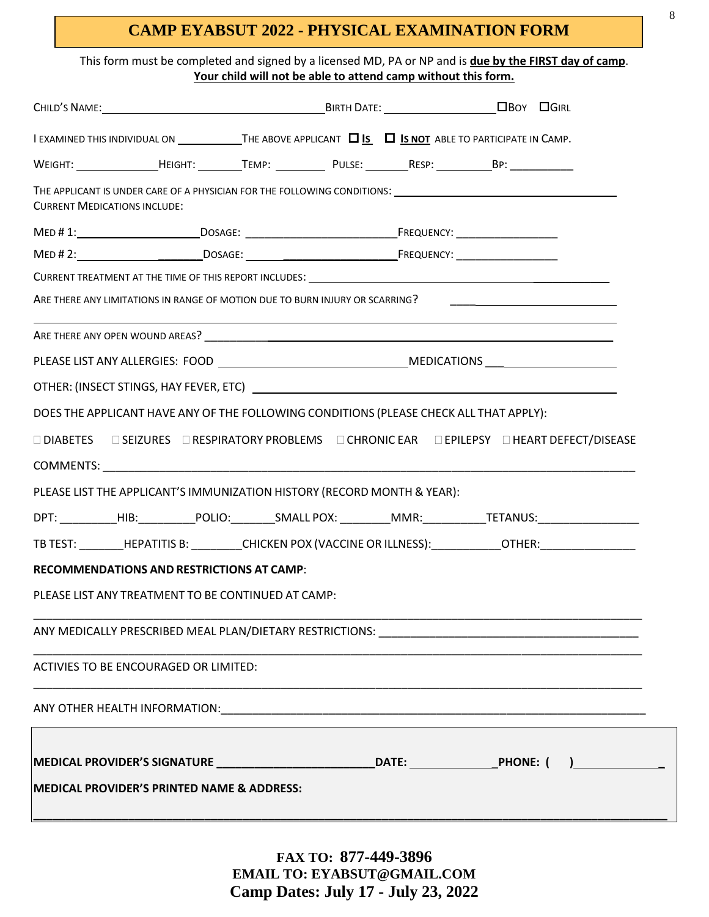# CAMP EYABSUT 2022 - PHYSICAL EXAMINATION FORM

This form must be completed and signed by a licensed MD, PA or NP and is **due by the FIRST day of camp**.
**Your child will not be able to attend camp without this form.**

CHILD'S NAME: ____________________ BIRTH DATE: ______________ ☐BOY ☐GIRL

I EXAMINED THIS INDIVIDUAL ON __________ THE ABOVE APPLICANT ☐ **IS** ☐ **IS NOT** ABLE TO PARTICIPATE IN CAMP.

WEIGHT: __________ HEIGHT: _______ TEMP: ________ PULSE: _______ RESP: ________ BP: __________

THE APPLICANT IS UNDER CARE OF A PHYSICIAN FOR THE FOLLOWING CONDITIONS: ______________________________

CURRENT MEDICATIONS INCLUDE:

MED # 1: __________________ DOSAGE: ______________________ FREQUENCY: ________________

MED # 2: __________________ DOSAGE: ______________________ FREQUENCY: ________________

CURRENT TREATMENT AT THE TIME OF THIS REPORT INCLUDES: ______________________________

ARE THERE ANY LIMITATIONS IN RANGE OF MOTION DUE TO BURN INJURY OR SCARRING? ______________________

______________________________________________________________________

ARE THERE ANY OPEN WOUND AREAS? ______________________________________________

PLEASE LIST ANY ALLERGIES: FOOD ___________________________ MEDICATIONS ___________________

OTHER: (INSECT STINGS, HAY FEVER, ETC) ______________________________________________

DOES THE APPLICANT HAVE ANY OF THE FOLLOWING CONDITIONS (PLEASE CHECK ALL THAT APPLY):

☐ DIABETES ☐ SEIZURES ☐ RESPIRATORY PROBLEMS ☐ CHRONIC EAR ☐ EPILEPSY ☐ HEART DEFECT/DISEASE

COMMENTS: ______________________________________________________________________

PLEASE LIST THE APPLICANT'S IMMUNIZATION HISTORY (RECORD MONTH & YEAR):

DPT: _________ HIB: _________ POLIO: _______ SMALL POX: ________ MMR: __________ TETANUS: ________________

TB TEST: _______ HEPATITIS B: ________ CHICKEN POX (VACCINE OR ILLNESS): ___________ OTHER: _______________

**RECOMMENDATIONS AND RESTRICTIONS AT CAMP**:

PLEASE LIST ANY TREATMENT TO BE CONTINUED AT CAMP:

______________________________________________________________________

ANY MEDICALLY PRESCRIBED MEAL PLAN/DIETARY RESTRICTIONS: ________________________________

______________________________________________________________________

ACTIVIES TO BE ENCOURAGED OR LIMITED:

______________________________________________________________________

ANY OTHER HEALTH INFORMATION: ______________________________________________

**MEDICAL PROVIDER'S SIGNATURE** ________________________ **DATE:** _____________ **PHONE: (   )** _____________

**MEDICAL PROVIDER'S PRINTED NAME & ADDRESS:**

______________________________________________________________________

**FAX TO: 877-449-3896**
**EMAIL TO: EYABSUT@GMAIL.COM**
**Camp Dates: July 17 - July 23, 2022**